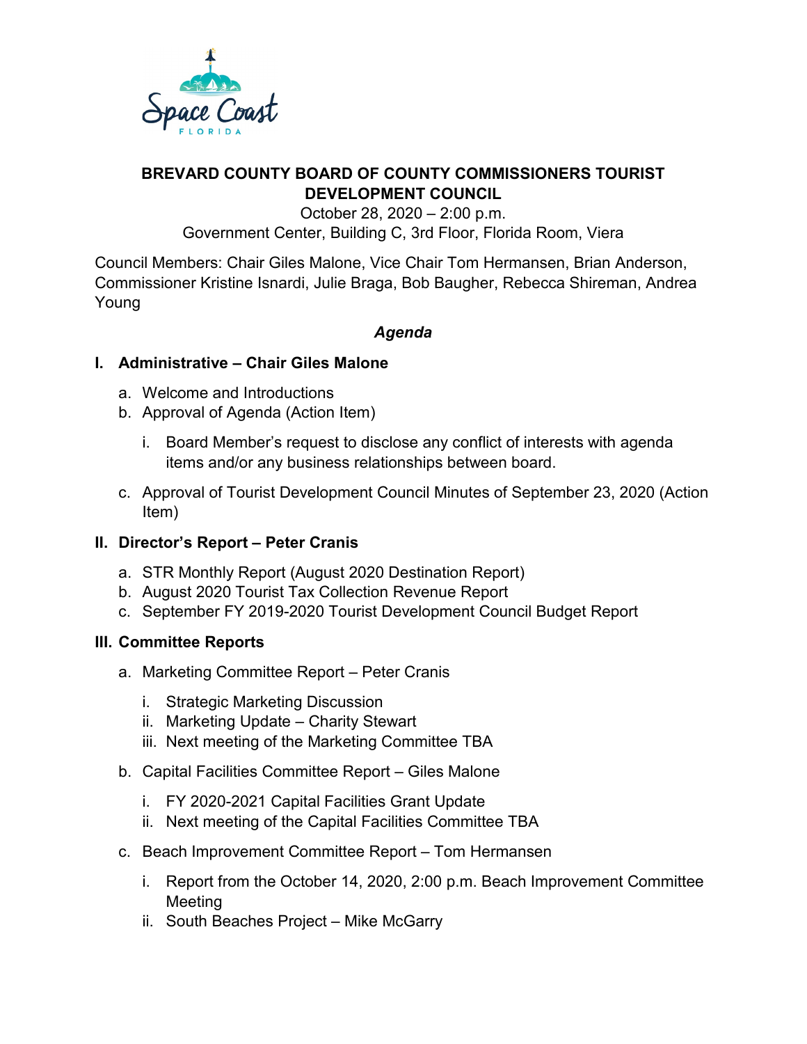# BREVARD COUNTY BOARD OF COUNTY COMMISSIONERS TOURIST DEVELOPMENT COUNCIL

October 28, 2020 – 2:00 p.m.
Government Center, Building C, 3rd Floor, Florida Room, Viera

Council Members: Chair Giles Malone, Vice Chair Tom Hermansen, Brian Anderson, Commissioner Kristine Isnardi, Julie Braga, Bob Baugher, Rebecca Shireman, Andrea Young

## *Agenda*

### I. Administrative – Chair Giles Malone

a. Welcome and Introductions
b. Approval of Agenda (Action Item)
   i. Board Member's request to disclose any conflict of interests with agenda items and/or any business relationships between board.
c. Approval of Tourist Development Council Minutes of September 23, 2020 (Action Item)

### II. Director's Report – Peter Cranis

a. STR Monthly Report (August 2020 Destination Report)
b. August 2020 Tourist Tax Collection Revenue Report
c. September FY 2019-2020 Tourist Development Council Budget Report

### III. Committee Reports

a. Marketing Committee Report – Peter Cranis
   i. Strategic Marketing Discussion
   ii. Marketing Update – Charity Stewart
   iii. Next meeting of the Marketing Committee TBA
b. Capital Facilities Committee Report – Giles Malone
   i. FY 2020-2021 Capital Facilities Grant Update
   ii. Next meeting of the Capital Facilities Committee TBA
c. Beach Improvement Committee Report – Tom Hermansen
   i. Report from the October 14, 2020, 2:00 p.m. Beach Improvement Committee Meeting
   ii. South Beaches Project – Mike McGarry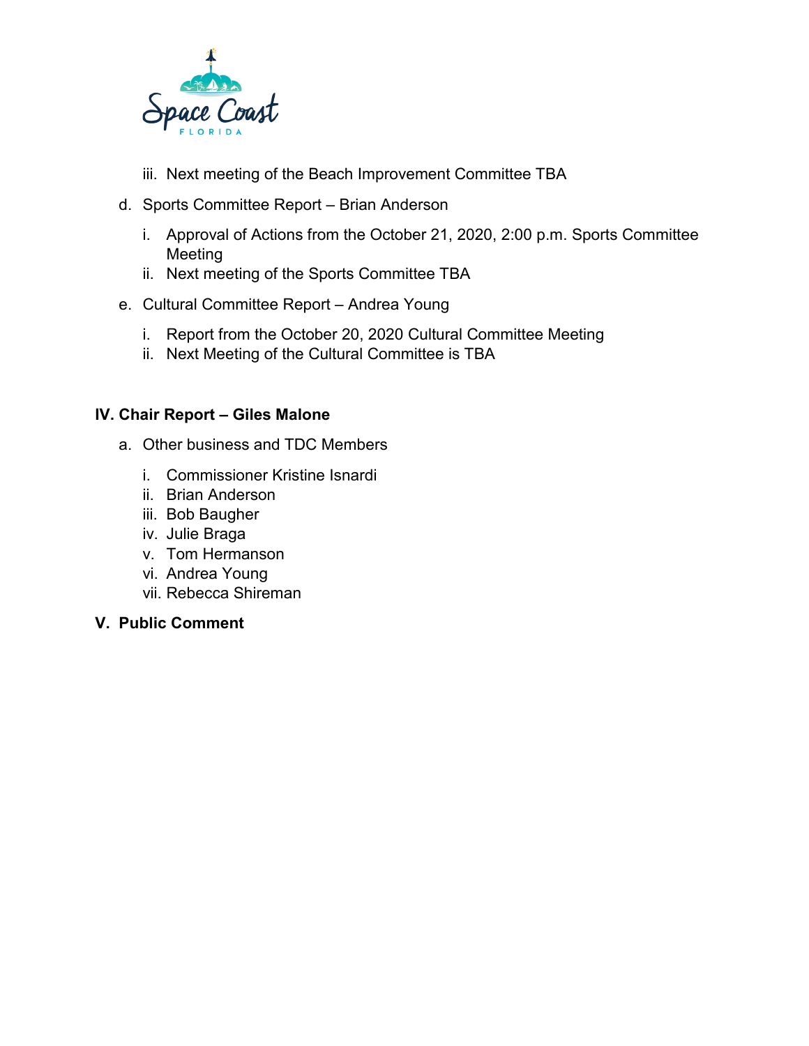iii. Next meeting of the Beach Improvement Committee TBA

d. Sports Committee Report – Brian Anderson

   i. Approval of Actions from the October 21, 2020, 2:00 p.m. Sports Committee Meeting
   ii. Next meeting of the Sports Committee TBA

e. Cultural Committee Report – Andrea Young

   i. Report from the October 20, 2020 Cultural Committee Meeting
   ii. Next Meeting of the Cultural Committee is TBA

## IV. Chair Report – Giles Malone

a. Other business and TDC Members

   i. Commissioner Kristine Isnardi
   ii. Brian Anderson
   iii. Bob Baugher
   iv. Julie Braga
   v. Tom Hermanson
   vi. Andrea Young
   vii. Rebecca Shireman

## V. Public Comment